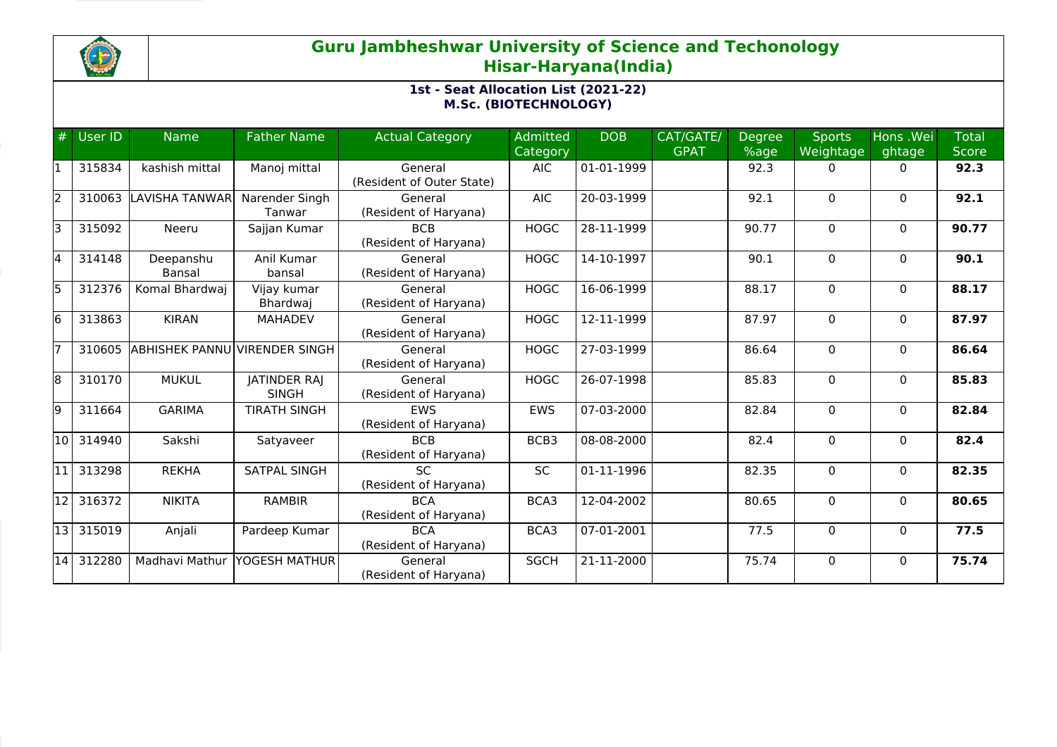# Guru Jambheshwar University of Science and Techonology
## Hisar-Haryana(India)

### 1st - Seat Allocation List (2021-22)
### M.Sc. (BIOTECHNOLOGY)

| # | User ID | Name | Father Name | Actual Category | Admitted Category | DOB | CAT/GATE/ GPAT | Degree %age | Sports Weightage | Hons .Weightage | Total Score |
|---|---|---|---|---|---|---|---|---|---|---|---|
| 1 | 315834 | kashish mittal | Manoj mittal | General (Resident of Outer State) | AIC | 01-01-1999 | | 92.3 | 0 | 0 | **92.3** |
| 2 | 310063 | LAVISHA TANWAR | Narender Singh Tanwar | General (Resident of Haryana) | AIC | 20-03-1999 | | 92.1 | 0 | 0 | **92.1** |
| 3 | 315092 | Neeru | Sajjan Kumar | BCB (Resident of Haryana) | HOGC | 28-11-1999 | | 90.77 | 0 | 0 | **90.77** |
| 4 | 314148 | Deepanshu Bansal | Anil Kumar bansal | General (Resident of Haryana) | HOGC | 14-10-1997 | | 90.1 | 0 | 0 | **90.1** |
| 5 | 312376 | Komal Bhardwaj | Vijay kumar Bhardwaj | General (Resident of Haryana) | HOGC | 16-06-1999 | | 88.17 | 0 | 0 | **88.17** |
| 6 | 313863 | KIRAN | MAHADEV | General (Resident of Haryana) | HOGC | 12-11-1999 | | 87.97 | 0 | 0 | **87.97** |
| 7 | 310605 | ABHISHEK PANNU | VIRENDER SINGH | General (Resident of Haryana) | HOGC | 27-03-1999 | | 86.64 | 0 | 0 | **86.64** |
| 8 | 310170 | MUKUL | JATINDER RAJ SINGH | General (Resident of Haryana) | HOGC | 26-07-1998 | | 85.83 | 0 | 0 | **85.83** |
| 9 | 311664 | GARIMA | TIRATH SINGH | EWS (Resident of Haryana) | EWS | 07-03-2000 | | 82.84 | 0 | 0 | **82.84** |
| 10 | 314940 | Sakshi | Satyaveer | BCB (Resident of Haryana) | BCB3 | 08-08-2000 | | 82.4 | 0 | 0 | **82.4** |
| 11 | 313298 | REKHA | SATPAL SINGH | SC (Resident of Haryana) | SC | 01-11-1996 | | 82.35 | 0 | 0 | **82.35** |
| 12 | 316372 | NIKITA | RAMBIR | BCA (Resident of Haryana) | BCA3 | 12-04-2002 | | 80.65 | 0 | 0 | **80.65** |
| 13 | 315019 | Anjali | Pardeep Kumar | BCA (Resident of Haryana) | BCA3 | 07-01-2001 | | 77.5 | 0 | 0 | **77.5** |
| 14 | 312280 | Madhavi Mathur | YOGESH MATHUR | General (Resident of Haryana) | SGCH | 21-11-2000 | | 75.74 | 0 | 0 | **75.74** |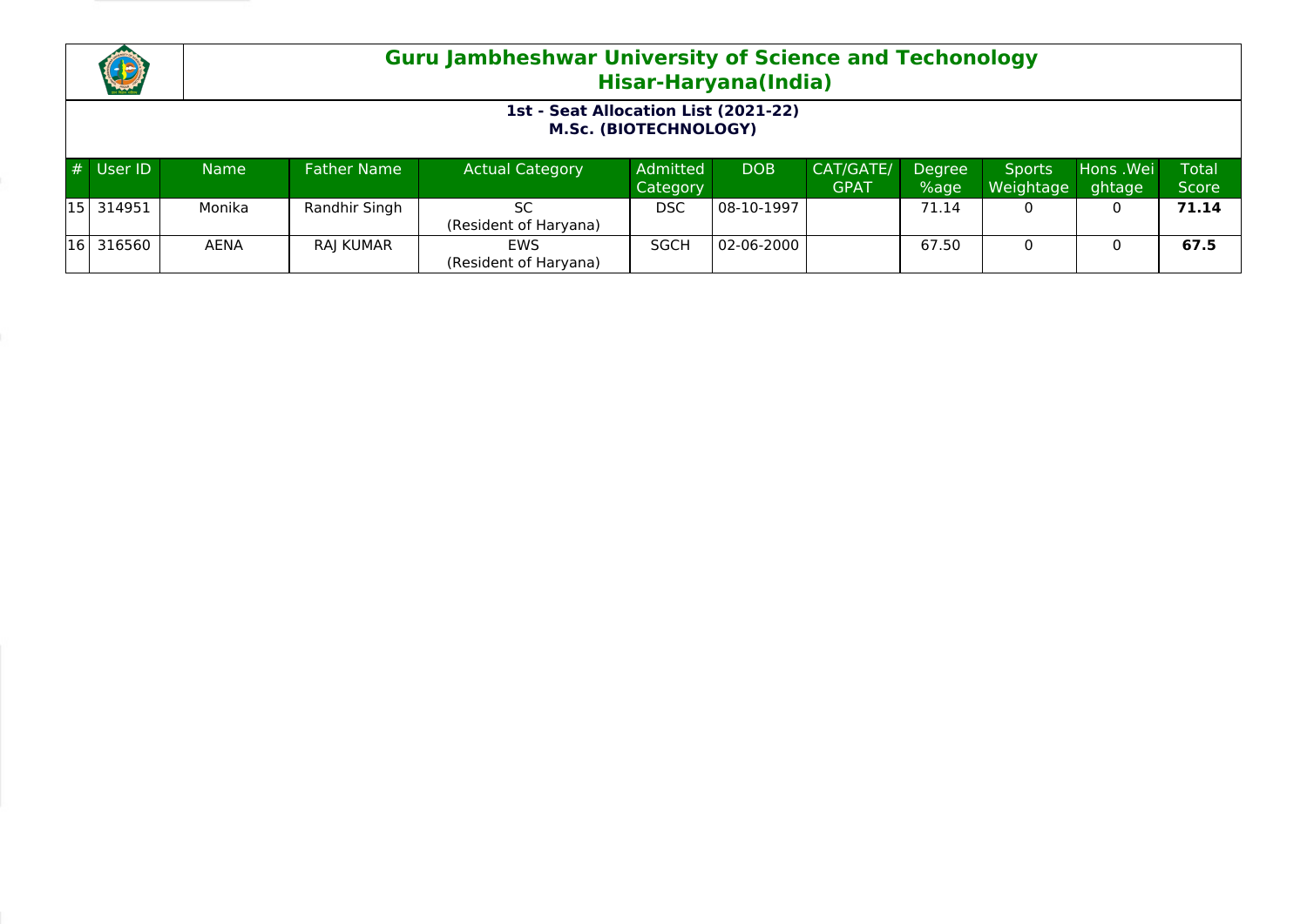# Guru Jambheshwar University of Science and Techonology
## Hisar-Haryana(India)

### 1st - Seat Allocation List (2021-22)
### M.Sc. (BIOTECHNOLOGY)

| # | User ID | Name | Father Name | Actual Category | Admitted Category | DOB | CAT/GATE/ GPAT | Degree %age | Sports Weightage | Hons .Weightage | Total Score |
|---|---|---|---|---|---|---|---|---|---|---|---|
| 15 | 314951 | Monika | Randhir Singh | SC (Resident of Haryana) | DSC | 08-10-1997 | | 71.14 | 0 | 0 | **71.14** |
| 16 | 316560 | AENA | RAJ KUMAR | EWS (Resident of Haryana) | SGCH | 02-06-2000 | | 67.50 | 0 | 0 | **67.5** |